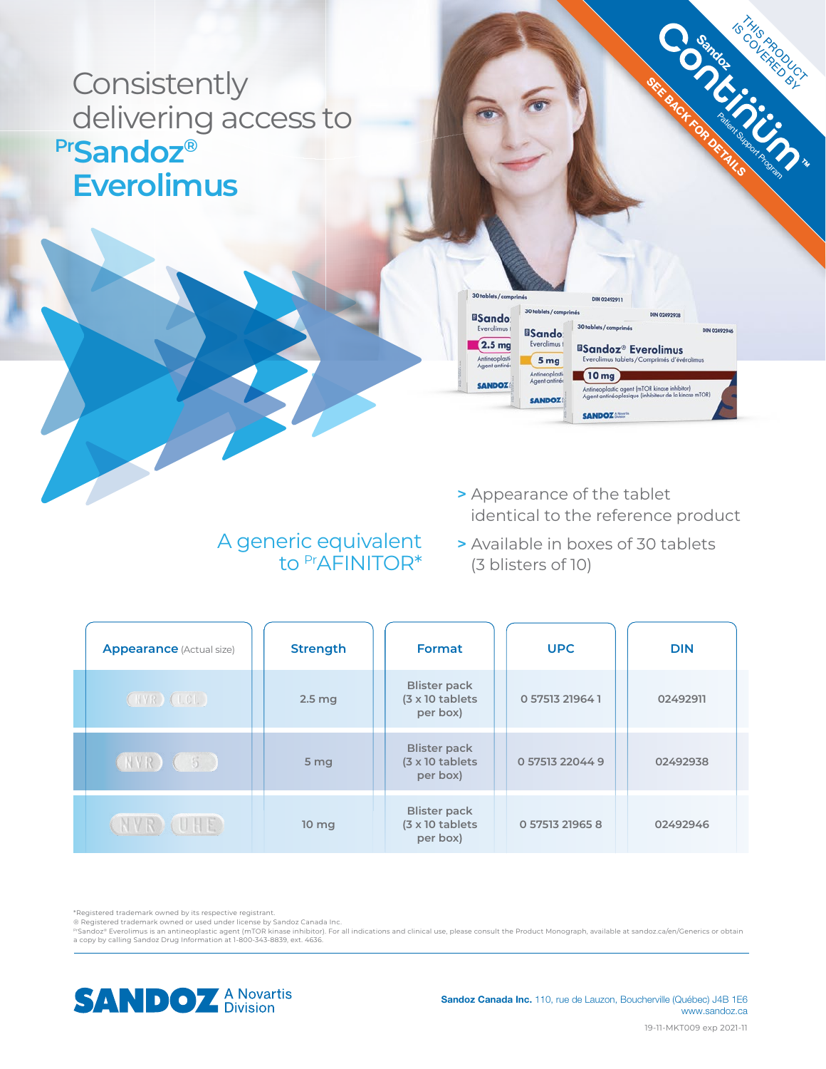# Consistently delivering access to PrSandoz® Everolimus

THIS PRODUCT IS COVERED BY Sandoz Continüm™ Patient Support Program

SEE BACK FOR DETAILS

## A generic equivalent to PrAFINITOR*

- > Appearance of the tablet identical to the reference product
- > Available in boxes of 30 tablets (3 blisters of 10)

| Appearance (Actual size) | Strength | Format | UPC | DIN |
|---|---|---|---|---|
| NVR LCL | 2.5 mg | Blister pack (3 x 10 tablets per box) | 0 57513 21964 1 | 02492911 |
| NVR 5 | 5 mg | Blister pack (3 x 10 tablets per box) | 0 57513 22044 9 | 02492938 |
| NVR UHE | 10 mg | Blister pack (3 x 10 tablets per box) | 0 57513 21965 8 | 02492946 |

*Registered trademark owned by its respective registrant.
® Registered trademark owned or used under license by Sandoz Canada Inc.
PrSandoz® Everolimus is an antineoplastic agent (mTOR kinase inhibitor). For all indications and clinical use, please consult the Product Monograph, available at sandoz.ca/en/Generics or obtain a copy by calling Sandoz Drug Information at 1-800-343-8839, ext. 4636.

SANDOZ A Novartis Division

**Sandoz Canada Inc.** 110, rue de Lauzon, Boucherville (Québec) J4B 1E6
www.sandoz.ca

19-11-MKT009 exp 2021-11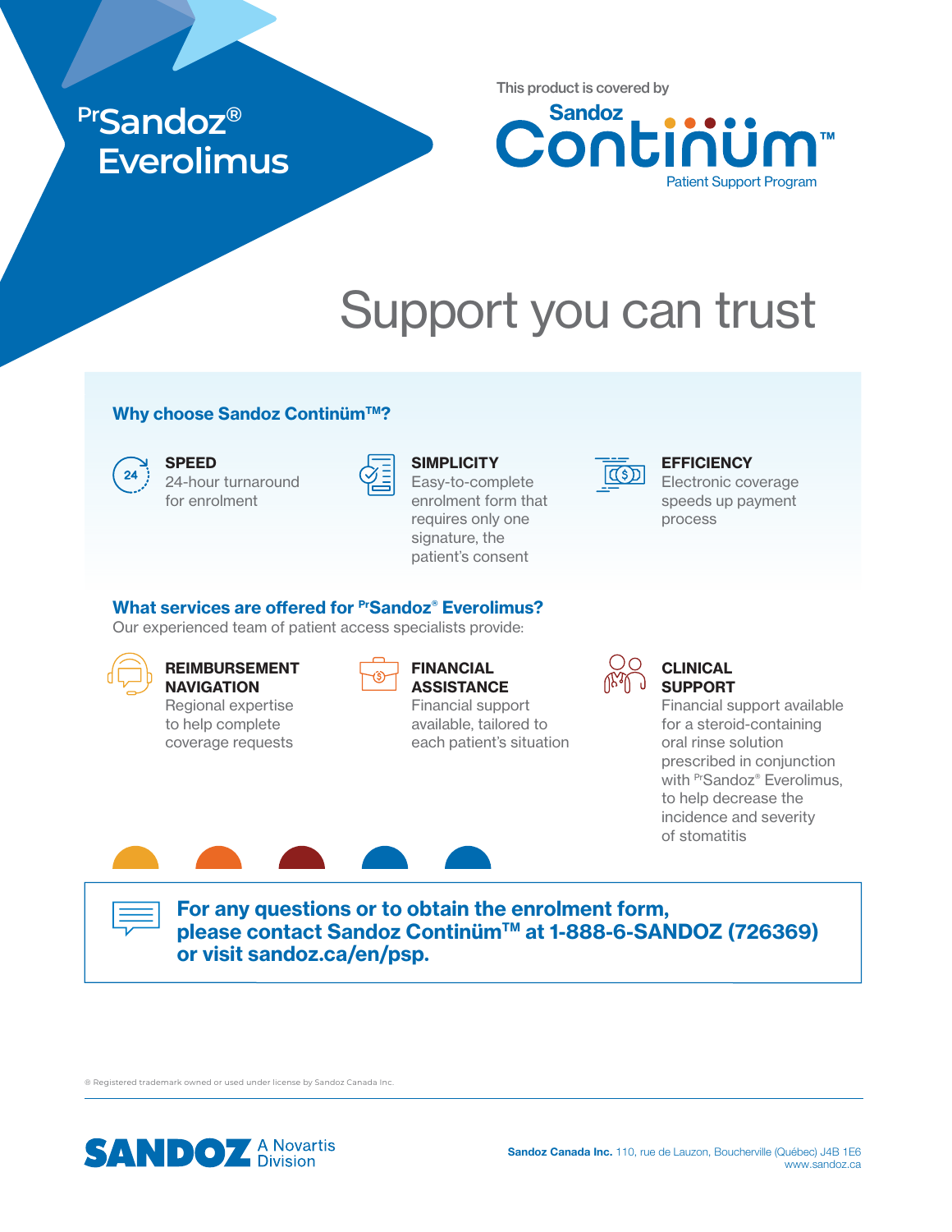# PrSandoz® Everolimus

This product is covered by

**Sandoz Continüm™**
Patient Support Program

## Support you can trust

### Why choose Sandoz Continüm™?

**SPEED**
24-hour turnaround for enrolment

**SIMPLICITY**
Easy-to-complete enrolment form that requires only one signature, the patient's consent

**EFFICIENCY**
Electronic coverage speeds up payment process

### What services are offered for PrSandoz® Everolimus?

Our experienced team of patient access specialists provide:

**REIMBURSEMENT NAVIGATION**
Regional expertise to help complete coverage requests

**FINANCIAL ASSISTANCE**
Financial support available, tailored to each patient's situation

**CLINICAL SUPPORT**
Financial support available for a steroid-containing oral rinse solution prescribed in conjunction with PrSandoz® Everolimus, to help decrease the incidence and severity of stomatitis

**For any questions or to obtain the enrolment form, please contact Sandoz Continüm™ at 1-888-6-SANDOZ (726369) or visit sandoz.ca/en/psp.**

® Registered trademark owned or used under license by Sandoz Canada Inc.

SANDOZ A Novartis Division

**Sandoz Canada Inc.** 110, rue de Lauzon, Boucherville (Québec) J4B 1E6
www.sandoz.ca